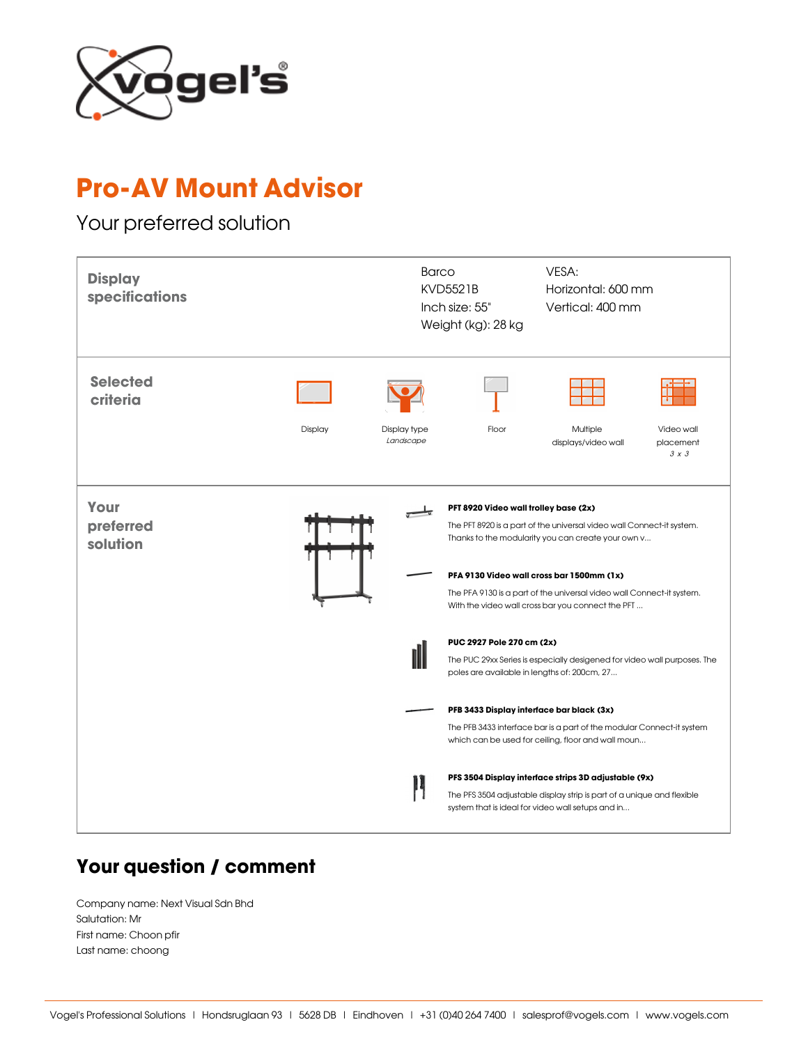# Pro-AV Mount Advisor

## Your preferred solution

### Display specifications

Barco
KVD5521B
Inch size: 55"
Weight (kg): 28 kg

VESA:
Horizontal: 600 mm
Vertical: 400 mm

### Selected criteria

- Display
- Display type *Landscape*
- Floor
- Multiple displays/video wall
- Video wall placement *3 x 3*

### Your preferred solution

**PFT 8920 Video wall trolley base (2x)**

The PFT 8920 is a part of the universal video wall Connect-it system. Thanks to the modularity you can create your own v...

**PFA 9130 Video wall cross bar 1500mm (1x)**

The PFA 9130 is a part of the universal video wall Connect-it system. With the video wall cross bar you connect the PFT ...

**PUC 2927 Pole 270 cm (2x)**

The PUC 29xx Series is especially desigened for video wall purposes. The poles are available in lengths of: 200cm, 27...

**PFB 3433 Display interface bar black (3x)**

The PFB 3433 interface bar is a part of the modular Connect-it system which can be used for ceiling, floor and wall moun...

**PFS 3504 Display interface strips 3D adjustable (9x)**

The PFS 3504 adjustable display strip is part of a unique and flexible system that is ideal for video wall setups and in...

## Your question / comment

Company name: Next Visual Sdn Bhd
Salutation: Mr
First name: Choon pfir
Last name: choong

Vogel's Professional Solutions | Hondsruglaan 93 | 5628 DB | Eindhoven | +31 (0)40 264 7400 | salesprof@vogels.com | www.vogels.com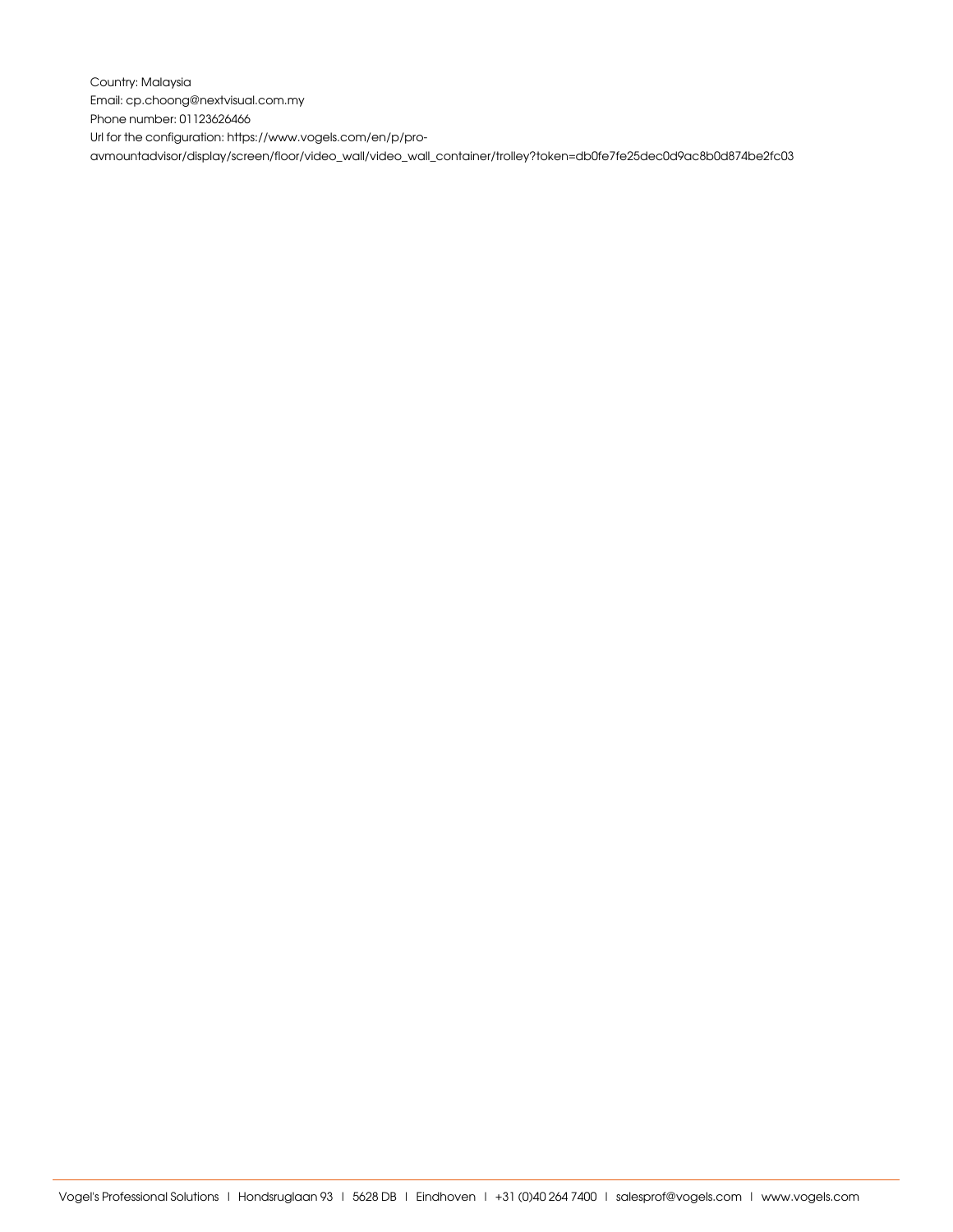Country: Malaysia

Email: cp.choong@nextvisual.com.my

Phone number: 01123626466

Url for the configuration: https://www.vogels.com/en/p/pro-avmountadvisor/display/screen/floor/video_wall/video_wall_container/trolley?token=db0fe7fe25dec0d9ac8b0d874be2fc03